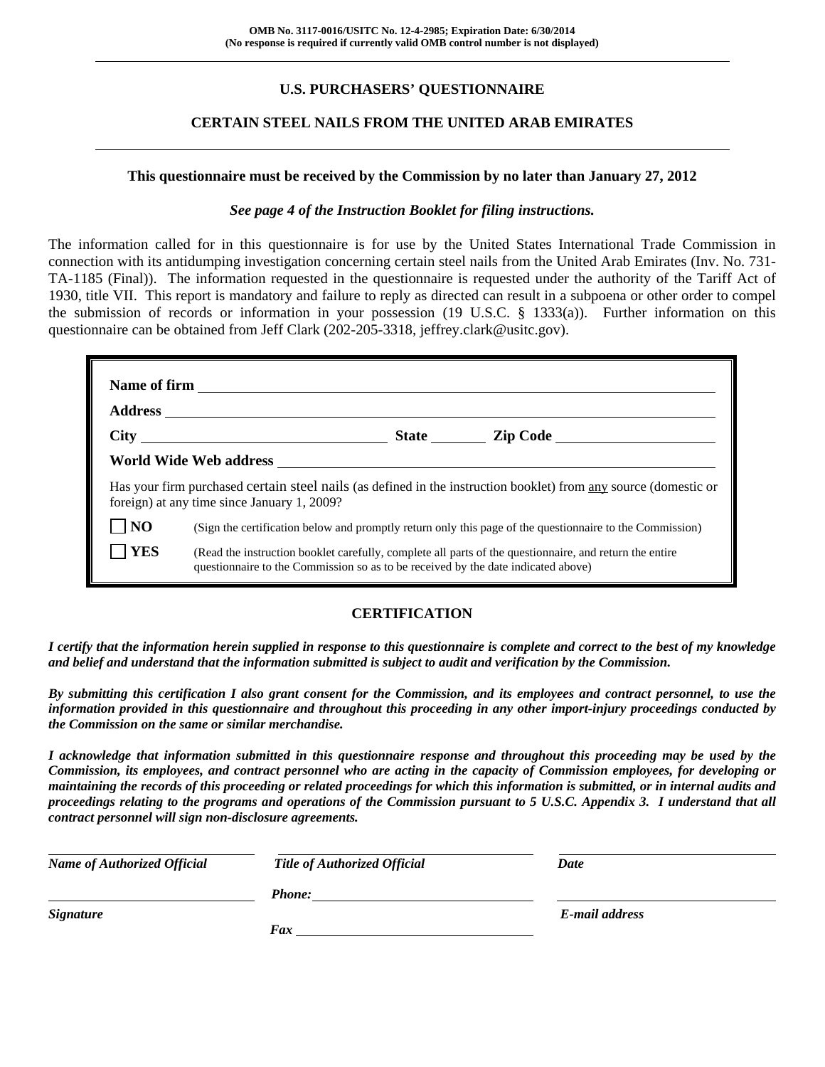**OMB No. 3117-0016/USITC No. 12-4-2985; Expiration Date: 6/30/2014**
**(No response is required if currently valid OMB control number is not displayed)**

---

# U.S. PURCHASERS' QUESTIONNAIRE

## CERTAIN STEEL NAILS FROM THE UNITED ARAB EMIRATES

---

**This questionnaire must be received by the Commission by no later than January 27, 2012**

***See page 4 of the Instruction Booklet for filing instructions.***

The information called for in this questionnaire is for use by the United States International Trade Commission in connection with its antidumping investigation concerning certain steel nails from the United Arab Emirates (Inv. No. 731-TA-1185 (Final)). The information requested in the questionnaire is requested under the authority of the Tariff Act of 1930, title VII. This report is mandatory and failure to reply as directed can result in a subpoena or other order to compel the submission of records or information in your possession (19 U.S.C. § 1333(a)). Further information on this questionnaire can be obtained from Jeff Clark (202-205-3318, jeffrey.clark@usitc.gov).

**Name of firm** ______________________________

**Address** ______________________________

**City** ______________ **State** ________ **Zip Code** ______________

**World Wide Web address** ______________________________

Has your firm purchased certain steel nails (as defined in the instruction booklet) from any source (domestic or foreign) at any time since January 1, 2009?

☐ **NO** (Sign the certification below and promptly return only this page of the questionnaire to the Commission)

☐ **YES** (Read the instruction booklet carefully, complete all parts of the questionnaire, and return the entire questionnaire to the Commission so as to be received by the date indicated above)

## CERTIFICATION

***I certify that the information herein supplied in response to this questionnaire is complete and correct to the best of my knowledge and belief and understand that the information submitted is subject to audit and verification by the Commission.***

***By submitting this certification I also grant consent for the Commission, and its employees and contract personnel, to use the information provided in this questionnaire and throughout this proceeding in any other import-injury proceedings conducted by the Commission on the same or similar merchandise.***

***I acknowledge that information submitted in this questionnaire response and throughout this proceeding may be used by the Commission, its employees, and contract personnel who are acting in the capacity of Commission employees, for developing or maintaining the records of this proceeding or related proceedings for which this information is submitted, or in internal audits and proceedings relating to the programs and operations of the Commission pursuant to 5 U.S.C. Appendix 3. I understand that all contract personnel will sign non-disclosure agreements.***

______________________________ ______________________________ ______________________________
***Name of Authorized Official*** ***Title of Authorized Official*** ***Date***

______________________________ ***Phone:*** ______________________________ ______________________________
***Signature*** ***E-mail address***

***Fax*** ______________________________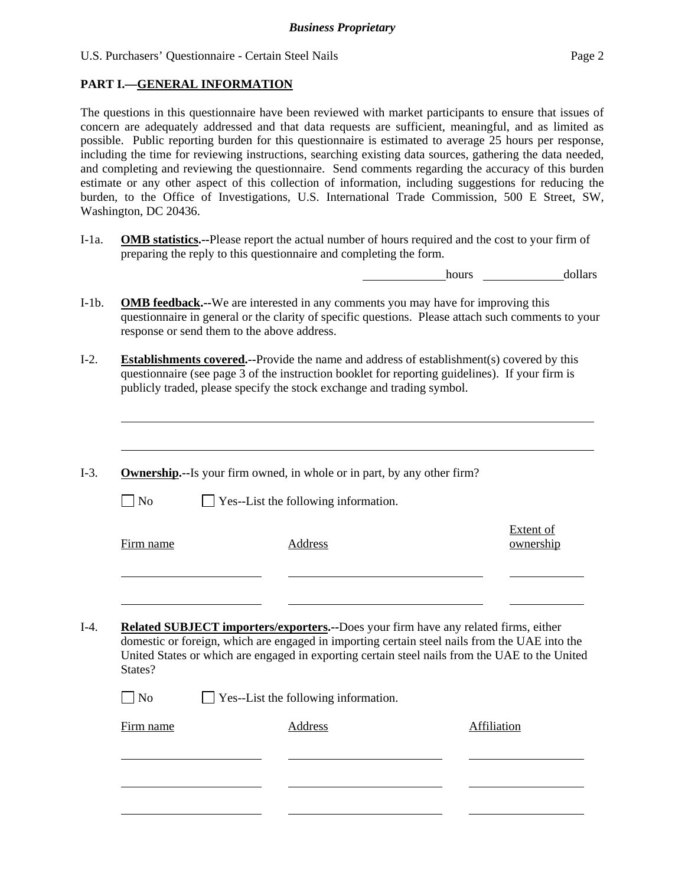**PART I.—GENERAL INFORMATION**

The questions in this questionnaire have been reviewed with market participants to ensure that issues of concern are adequately addressed and that data requests are sufficient, meaningful, and as limited as possible. Public reporting burden for this questionnaire is estimated to average 25 hours per response, including the time for reviewing instructions, searching existing data sources, gathering the data needed, and completing and reviewing the questionnaire. Send comments regarding the accuracy of this burden estimate or any other aspect of this collection of information, including suggestions for reducing the burden, to the Office of Investigations, U.S. International Trade Commission, 500 E Street, SW, Washington, DC 20436.

I-1a. **OMB statistics.**--Please report the actual number of hours required and the cost to your firm of preparing the reply to this questionnaire and completing the form.

\_\_\_\_\_\_\_\_\_\_ hours \_\_\_\_\_\_\_\_\_\_ dollars

I-1b. **OMB feedback.**--We are interested in any comments you may have for improving this questionnaire in general or the clarity of specific questions. Please attach such comments to your response or send them to the above address.

I-2. **Establishments covered.**--Provide the name and address of establishment(s) covered by this questionnaire (see page 3 of the instruction booklet for reporting guidelines). If your firm is publicly traded, please specify the stock exchange and trading symbol.

\_\_\_\_\_\_\_\_\_\_\_\_\_\_\_\_\_\_\_\_\_\_\_\_\_\_\_\_\_\_\_\_\_\_\_\_\_\_\_\_\_\_\_\_\_\_\_\_

\_\_\_\_\_\_\_\_\_\_\_\_\_\_\_\_\_\_\_\_\_\_\_\_\_\_\_\_\_\_\_\_\_\_\_\_\_\_\_\_\_\_\_\_\_\_\_\_

I-3. **Ownership.**--Is your firm owned, in whole or in part, by any other firm?

☐ No ☐ Yes--List the following information.

| Firm name | Address | Extent of ownership |
|---|---|---|
| | | |
| | | |

I-4. **Related SUBJECT importers/exporters.**--Does your firm have any related firms, either domestic or foreign, which are engaged in importing certain steel nails from the UAE into the United States or which are engaged in exporting certain steel nails from the UAE to the United States?

☐ No ☐ Yes--List the following information.

| Firm name | Address | Affiliation |
|---|---|---|
| | | |
| | | |
| | | |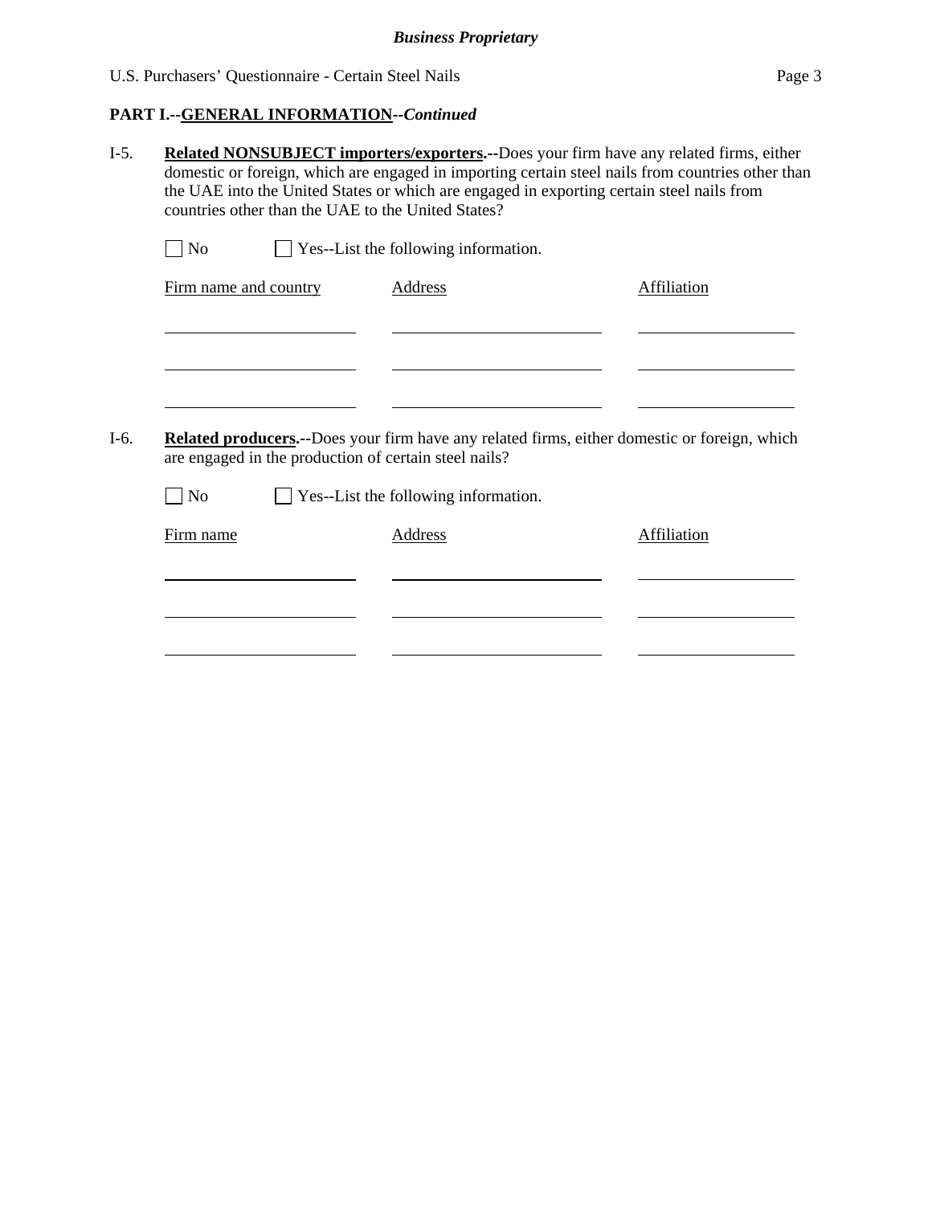**PART I.--GENERAL INFORMATION--*Continued***

I-5. **Related NONSUBJECT importers/exporters.--**Does your firm have any related firms, either domestic or foreign, which are engaged in importing certain steel nails from countries other than the UAE into the United States or which are engaged in exporting certain steel nails from countries other than the UAE to the United States?

☐ No ☐ Yes--List the following information.

| Firm name and country | Address | Affiliation |
| --- | --- | --- |
| | | |
| | | |
| | | |

I-6. **Related producers.--**Does your firm have any related firms, either domestic or foreign, which are engaged in the production of certain steel nails?

☐ No ☐ Yes--List the following information.

| Firm name | Address | Affiliation |
| --- | --- | --- |
| | | |
| | | |
| | | |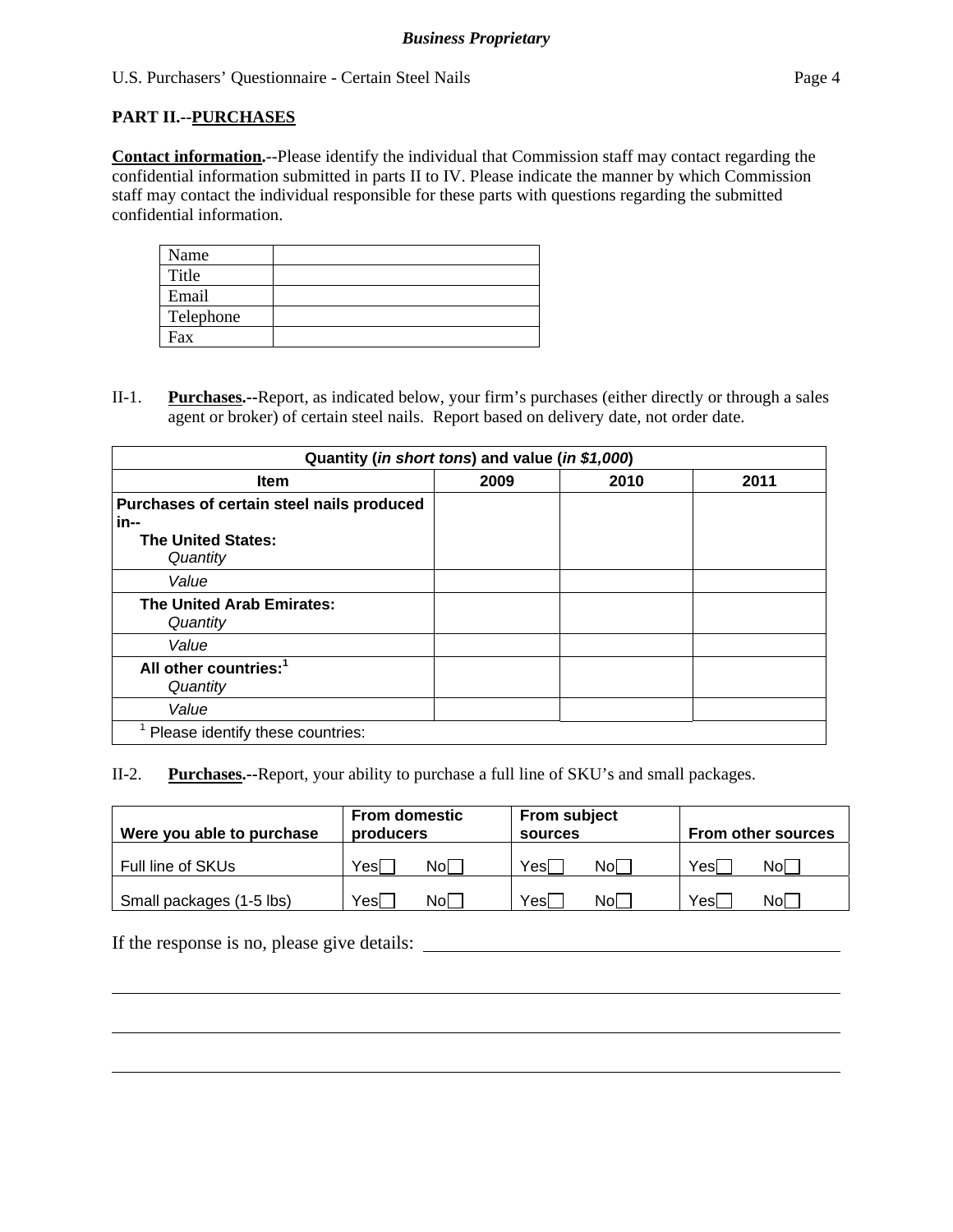## PART II.--PURCHASES

**Contact information.**--Please identify the individual that Commission staff may contact regarding the confidential information submitted in parts II to IV. Please indicate the manner by which Commission staff may contact the individual responsible for these parts with questions regarding the submitted confidential information.

| | |
|---|---|
| Name | |
| Title | |
| Email | |
| Telephone | |
| Fax | |

II-1. **Purchases.**--Report, as indicated below, your firm's purchases (either directly or through a sales agent or broker) of certain steel nails. Report based on delivery date, not order date.

| Quantity (*in short tons*) and value (*in $1,000*) | | | |
|---|---|---|---|
| **Item** | **2009** | **2010** | **2011** |
| **Purchases of certain steel nails produced in--** **The United States:** *Quantity* | | | |
| *Value* | | | |
| **The United Arab Emirates:** *Quantity* | | | |
| *Value* | | | |
| **All other countries:**[1] *Quantity* | | | |
| *Value* | | | |
| [1] Please identify these countries: | | | |

II-2. **Purchases.**--Report, your ability to purchase a full line of SKU's and small packages.

| Were you able to purchase | From domestic producers | From subject sources | From other sources |
|---|---|---|---|
| Full line of SKUs | Yes☐ No☐ | Yes☐ No☐ | Yes☐ No☐ |
| Small packages (1-5 lbs) | Yes☐ No☐ | Yes☐ No☐ | Yes☐ No☐ |

If the response is no, please give details: ______________________________

______________________________________________________________________

______________________________________________________________________

______________________________________________________________________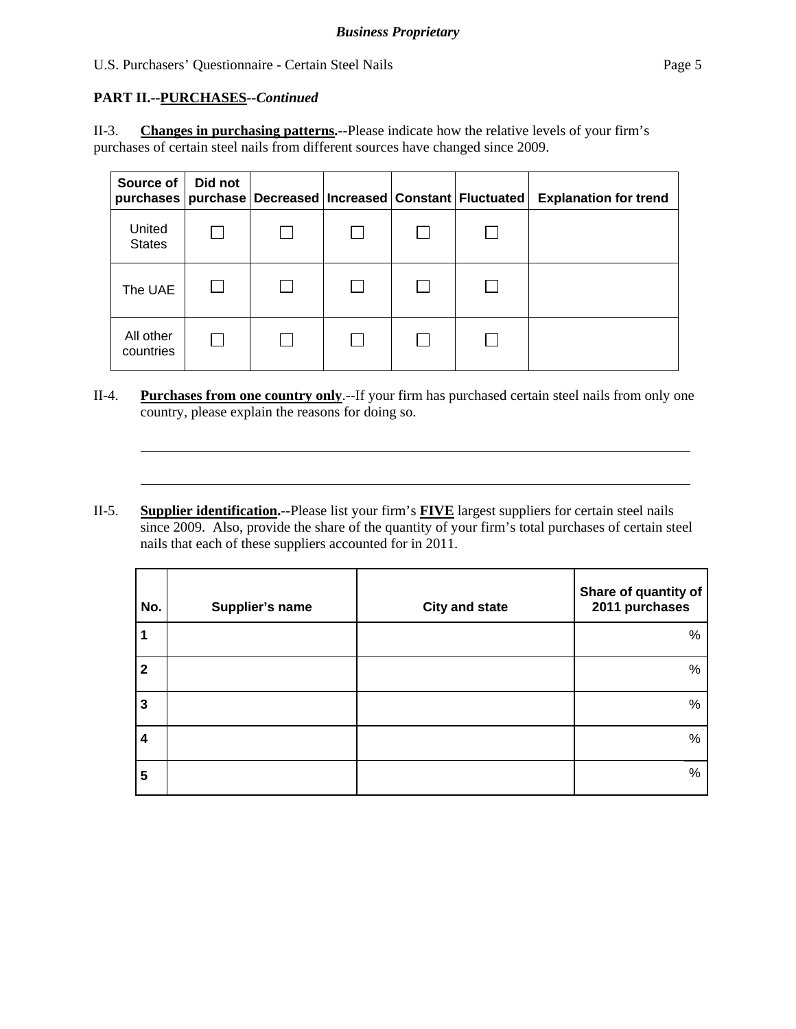**PART II.--PURCHASES--*Continued***

II-3. **Changes in purchasing patterns.--**Please indicate how the relative levels of your firm's purchases of certain steel nails from different sources have changed since 2009.

| Source of purchases | Did not purchase | Decreased | Increased | Constant | Fluctuated | Explanation for trend |
|---|---|---|---|---|---|---|
| United States | ☐ | ☐ | ☐ | ☐ | ☐ | |
| The UAE | ☐ | ☐ | ☐ | ☐ | ☐ | |
| All other countries | ☐ | ☐ | ☐ | ☐ | ☐ | |

II-4. **Purchases from one country only**.--If your firm has purchased certain steel nails from only one country, please explain the reasons for doing so.

_______________________________________________________________________________

_______________________________________________________________________________

II-5. **Supplier identification.--**Please list your firm's **FIVE** largest suppliers for certain steel nails since 2009. Also, provide the share of the quantity of your firm's total purchases of certain steel nails that each of these suppliers accounted for in 2011.

| No. | Supplier's name | City and state | Share of quantity of 2011 purchases |
|---|---|---|---|
| 1 | | | % |
| 2 | | | % |
| 3 | | | % |
| 4 | | | % |
| 5 | | | % |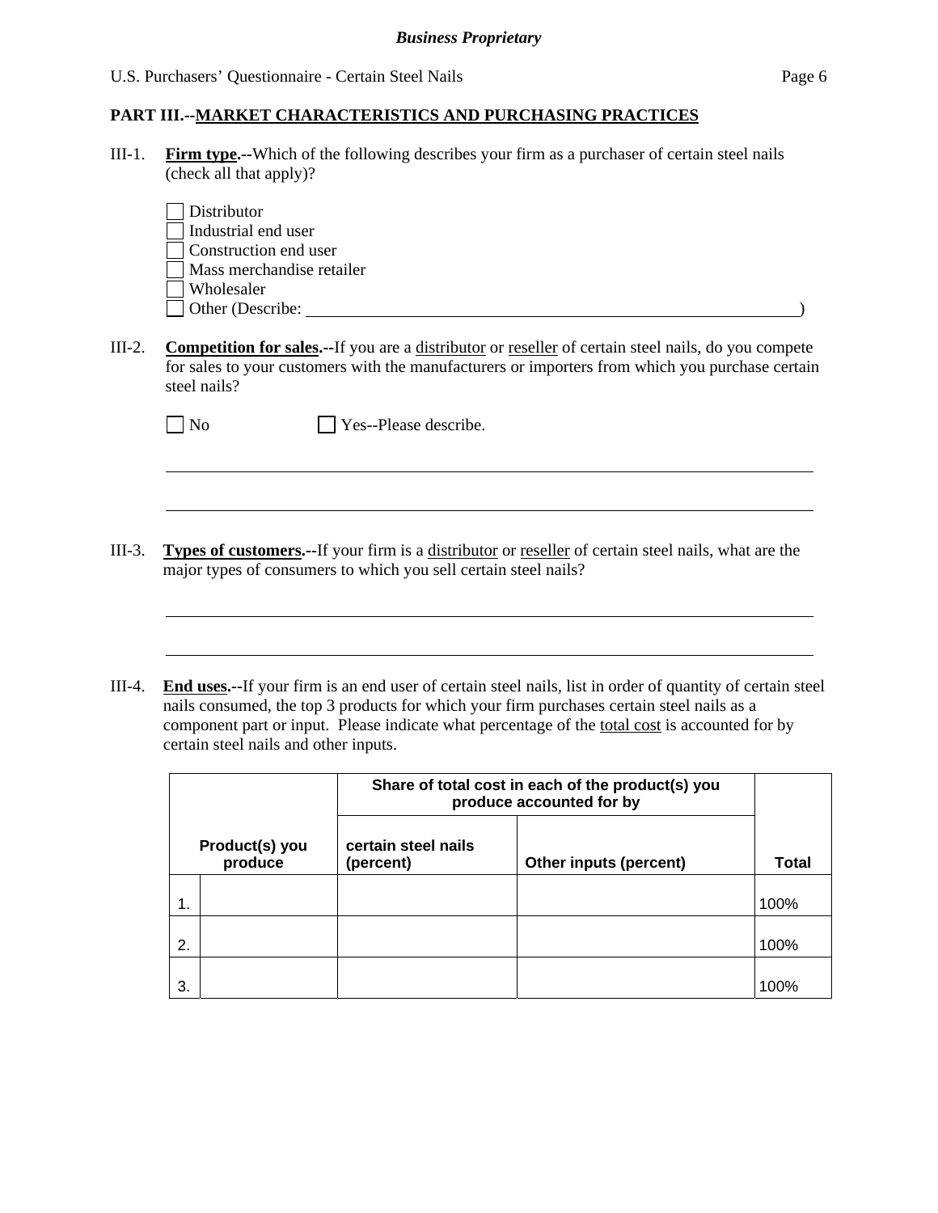## PART III.--MARKET CHARACTERISTICS AND PURCHASING PRACTICES

III-1. **Firm type.**--Which of the following describes your firm as a purchaser of certain steel nails (check all that apply)?

☐ Distributor
☐ Industrial end user
☐ Construction end user
☐ Mass merchandise retailer
☐ Wholesaler
☐ Other (Describe: ______________________________________________)

III-2. **Competition for sales.**--If you are a distributor or reseller of certain steel nails, do you compete for sales to your customers with the manufacturers or importers from which you purchase certain steel nails?

☐ No ☐ Yes--Please describe.

______________________________________________

______________________________________________

III-3. **Types of customers.**--If your firm is a distributor or reseller of certain steel nails, what are the major types of consumers to which you sell certain steel nails?

______________________________________________

______________________________________________

III-4. **End uses.**--If your firm is an end user of certain steel nails, list in order of quantity of certain steel nails consumed, the top 3 products for which your firm purchases certain steel nails as a component part or input. Please indicate what percentage of the total cost is accounted for by certain steel nails and other inputs.

| Product(s) you produce | | Share of total cost in each of the product(s) you produce accounted for by | | Total |
|---|---|---|---|---|
| | | certain steel nails (percent) | Other inputs (percent) | |
| 1. | | | | 100% |
| 2. | | | | 100% |
| 3. | | | | 100% |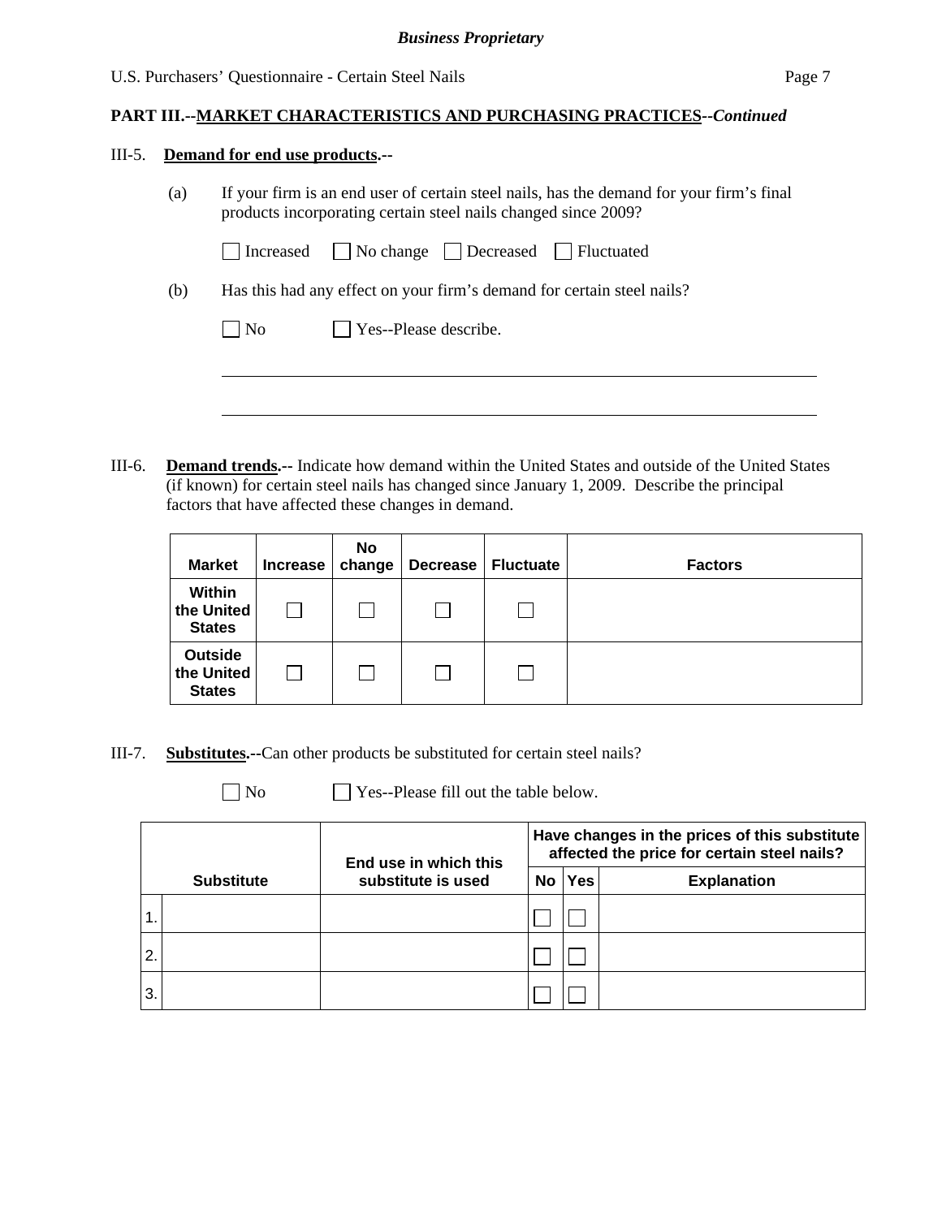**PART III.--MARKET CHARACTERISTICS AND PURCHASING PRACTICES--*Continued***

III-5. **Demand for end use products.--**

(a) If your firm is an end user of certain steel nails, has the demand for your firm's final products incorporating certain steel nails changed since 2009?

☐ Increased ☐ No change ☐ Decreased ☐ Fluctuated

(b) Has this had any effect on your firm's demand for certain steel nails?

☐ No ☐ Yes--Please describe.

\_\_\_\_\_\_\_\_\_\_\_\_\_\_\_\_\_\_\_\_\_\_\_\_\_\_\_\_\_\_\_\_\_\_\_\_\_\_\_\_\_\_\_\_\_\_\_\_\_\_\_\_\_\_\_\_\_\_\_\_\_\_\_\_\_\_\_\_\_\_

\_\_\_\_\_\_\_\_\_\_\_\_\_\_\_\_\_\_\_\_\_\_\_\_\_\_\_\_\_\_\_\_\_\_\_\_\_\_\_\_\_\_\_\_\_\_\_\_\_\_\_\_\_\_\_\_\_\_\_\_\_\_\_\_\_\_\_\_\_\_

III-6. **Demand trends.--** Indicate how demand within the United States and outside of the United States (if known) for certain steel nails has changed since January 1, 2009. Describe the principal factors that have affected these changes in demand.

| Market | Increase | No change | Decrease | Fluctuate | Factors |
|---|---|---|---|---|---|
| Within the United States | ☐ | ☐ | ☐ | ☐ | |
| Outside the United States | ☐ | ☐ | ☐ | ☐ | |

III-7. **Substitutes.--**Can other products be substituted for certain steel nails?

☐ No ☐ Yes--Please fill out the table below.

| | Substitute | End use in which this substitute is used | Have changes in the prices of this substitute affected the price for certain steel nails? | | |
|---|---|---|---|---|---|
| | | | No | Yes | Explanation |
| 1. | | | ☐ | ☐ | |
| 2. | | | ☐ | ☐ | |
| 3. | | | ☐ | ☐ | |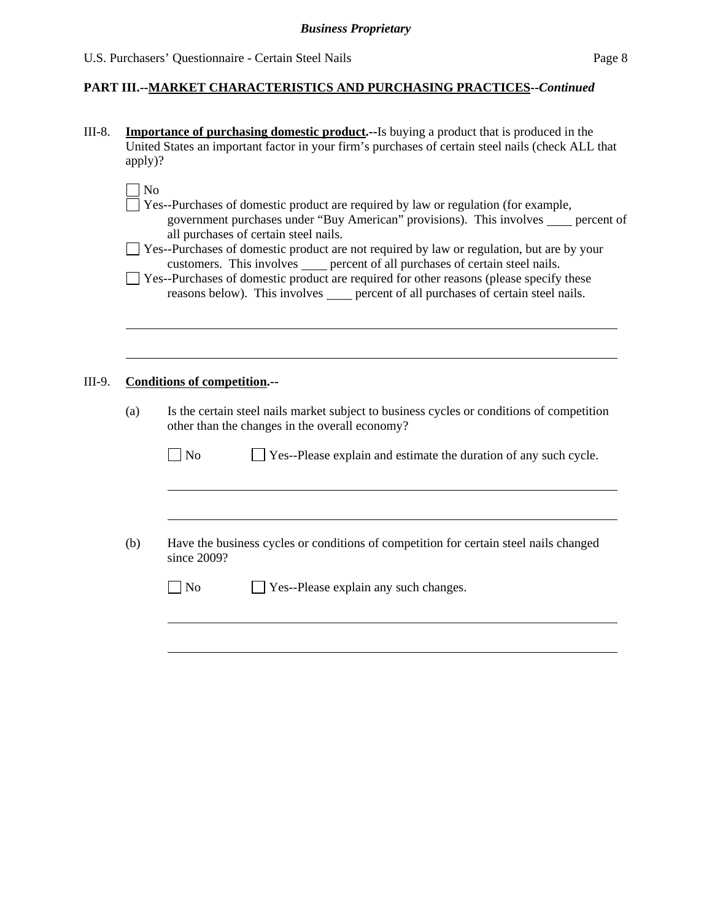**PART III.--MARKET CHARACTERISTICS AND PURCHASING PRACTICES--*Continued***

III-8. **Importance of purchasing domestic product.--**Is buying a product that is produced in the United States an important factor in your firm's purchases of certain steel nails (check ALL that apply)?

☐ No

☐ Yes--Purchases of domestic product are required by law or regulation (for example, government purchases under "Buy American" provisions). This involves ____ percent of all purchases of certain steel nails.

☐ Yes--Purchases of domestic product are not required by law or regulation, but are by your customers. This involves ____ percent of all purchases of certain steel nails.

☐ Yes--Purchases of domestic product are required for other reasons (please specify these reasons below). This involves ____ percent of all purchases of certain steel nails.

______________________________________________________________________________

______________________________________________________________________________

III-9. **Conditions of competition.--**

(a) Is the certain steel nails market subject to business cycles or conditions of competition other than the changes in the overall economy?

☐ No ☐ Yes--Please explain and estimate the duration of any such cycle.

______________________________________________________________________________

______________________________________________________________________________

(b) Have the business cycles or conditions of competition for certain steel nails changed since 2009?

☐ No ☐ Yes--Please explain any such changes.

______________________________________________________________________________

______________________________________________________________________________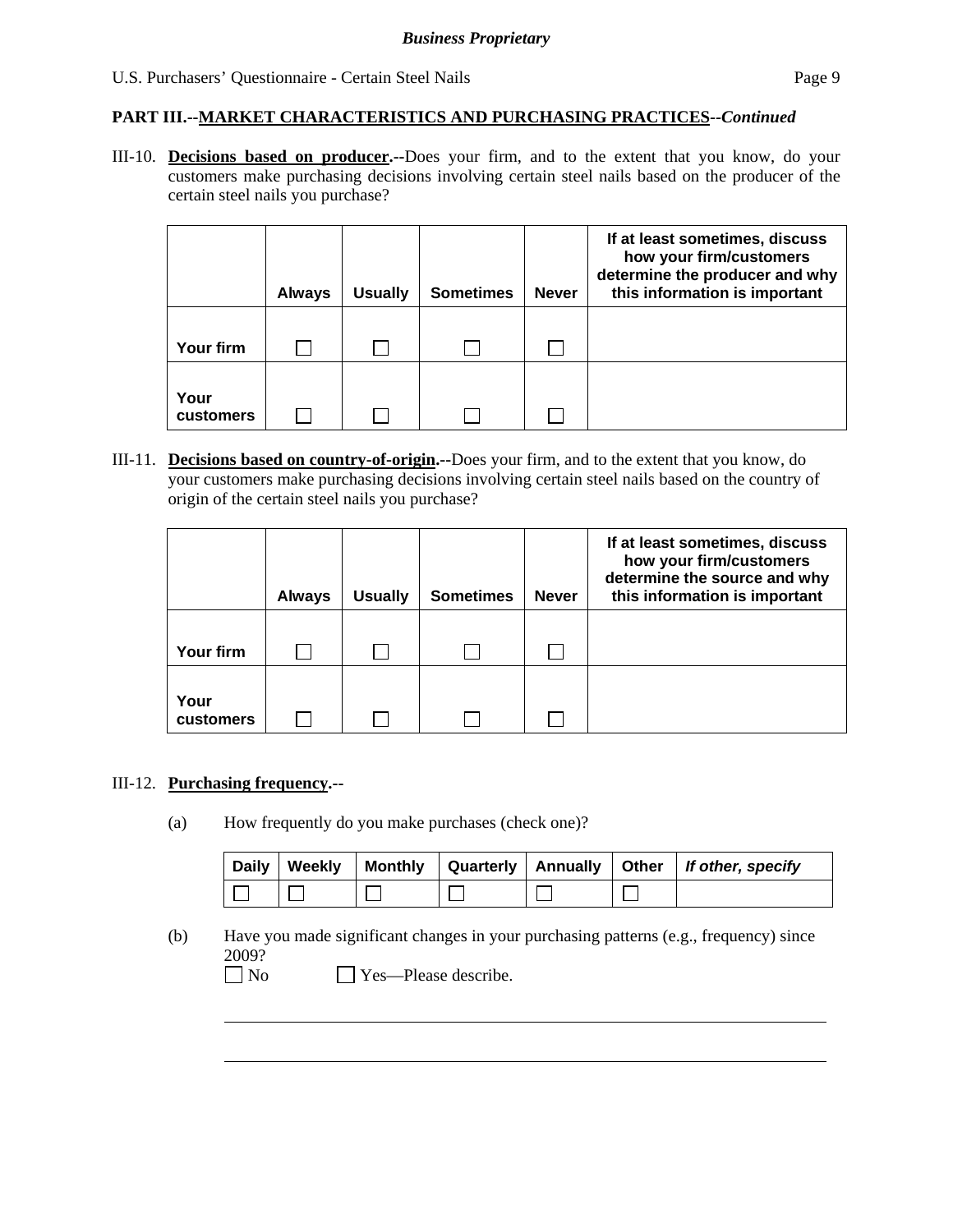*Business Proprietary*

**PART III.--MARKET CHARACTERISTICS AND PURCHASING PRACTICES--*Continued***

III-10. **Decisions based on producer.--**Does your firm, and to the extent that you know, do your customers make purchasing decisions involving certain steel nails based on the producer of the certain steel nails you purchase?

| | **Always** | **Usually** | **Sometimes** | **Never** | **If at least sometimes, discuss how your firm/customers determine the producer and why this information is important** |
|---|---|---|---|---|---|
| **Your firm** | ☐ | ☐ | ☐ | ☐ | |
| **Your customers** | ☐ | ☐ | ☐ | ☐ | |

III-11. **Decisions based on country-of-origin.--**Does your firm, and to the extent that you know, do your customers make purchasing decisions involving certain steel nails based on the country of origin of the certain steel nails you purchase?

| | **Always** | **Usually** | **Sometimes** | **Never** | **If at least sometimes, discuss how your firm/customers determine the source and why this information is important** |
|---|---|---|---|---|---|
| **Your firm** | ☐ | ☐ | ☐ | ☐ | |
| **Your customers** | ☐ | ☐ | ☐ | ☐ | |

III-12. **Purchasing frequency.--**

(a) How frequently do you make purchases (check one)?

| **Daily** | **Weekly** | **Monthly** | **Quarterly** | **Annually** | **Other** | ***If other, specify*** |
|---|---|---|---|---|---|---|
| ☐ | ☐ | ☐ | ☐ | ☐ | ☐ | |

(b) Have you made significant changes in your purchasing patterns (e.g., frequency) since 2009?

☐ No ☐ Yes—Please describe.

______________________________________________________________________

______________________________________________________________________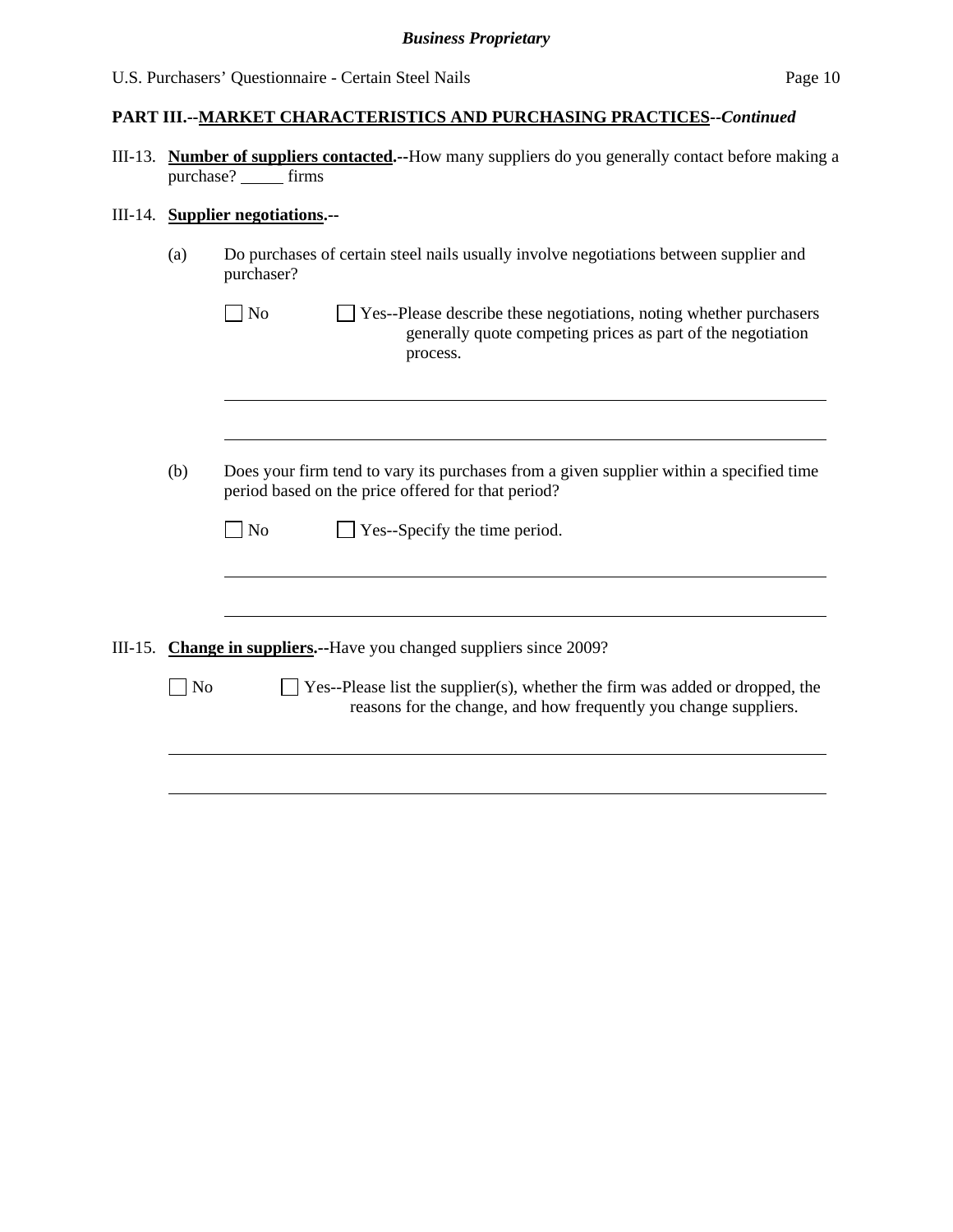**PART III.--MARKET CHARACTERISTICS AND PURCHASING PRACTICES--*Continued***

III-13. **Number of suppliers contacted.--**How many suppliers do you generally contact before making a purchase? _____ firms

III-14. **Supplier negotiations.--**

(a) Do purchases of certain steel nails usually involve negotiations between supplier and purchaser?

☐ No ☐ Yes--Please describe these negotiations, noting whether purchasers generally quote competing prices as part of the negotiation process.

_______________________________________________________________

_______________________________________________________________

(b) Does your firm tend to vary its purchases from a given supplier within a specified time period based on the price offered for that period?

☐ No ☐ Yes--Specify the time period.

_______________________________________________________________

_______________________________________________________________

III-15. **Change in suppliers.--**Have you changed suppliers since 2009?

☐ No ☐ Yes--Please list the supplier(s), whether the firm was added or dropped, the reasons for the change, and how frequently you change suppliers.

_______________________________________________________________

_______________________________________________________________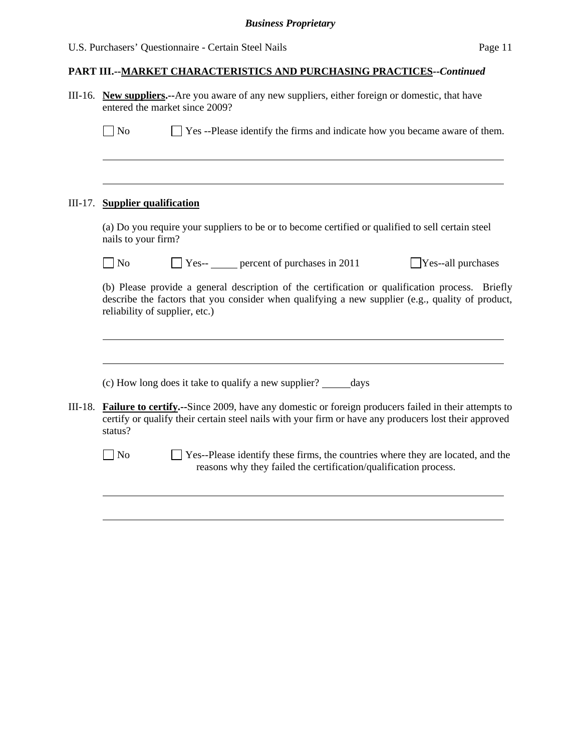**PART III.--MARKET CHARACTERISTICS AND PURCHASING PRACTICES--*Continued***

III-16. **New suppliers.--**Are you aware of any new suppliers, either foreign or domestic, that have entered the market since 2009?

☐ No ☐ Yes --Please identify the firms and indicate how you became aware of them.

\_\_\_\_\_\_\_\_\_\_\_\_\_\_\_\_\_\_\_\_\_\_\_\_\_\_\_\_\_\_\_\_\_\_\_\_\_\_\_\_\_\_\_\_\_\_\_\_\_\_\_\_\_\_\_\_\_\_\_\_

\_\_\_\_\_\_\_\_\_\_\_\_\_\_\_\_\_\_\_\_\_\_\_\_\_\_\_\_\_\_\_\_\_\_\_\_\_\_\_\_\_\_\_\_\_\_\_\_\_\_\_\_\_\_\_\_\_\_\_\_

III-17. **Supplier qualification**

(a) Do you require your suppliers to be or to become certified or qualified to sell certain steel nails to your firm?

☐ No ☐ Yes-- \_\_\_\_\_ percent of purchases in 2011 ☐ Yes--all purchases

(b) Please provide a general description of the certification or qualification process. Briefly describe the factors that you consider when qualifying a new supplier (e.g., quality of product, reliability of supplier, etc.)

\_\_\_\_\_\_\_\_\_\_\_\_\_\_\_\_\_\_\_\_\_\_\_\_\_\_\_\_\_\_\_\_\_\_\_\_\_\_\_\_\_\_\_\_\_\_\_\_\_\_\_\_\_\_\_\_\_\_\_\_

\_\_\_\_\_\_\_\_\_\_\_\_\_\_\_\_\_\_\_\_\_\_\_\_\_\_\_\_\_\_\_\_\_\_\_\_\_\_\_\_\_\_\_\_\_\_\_\_\_\_\_\_\_\_\_\_\_\_\_\_

(c) How long does it take to qualify a new supplier? \_\_\_\_\_ days

III-18. **Failure to certify.--**Since 2009, have any domestic or foreign producers failed in their attempts to certify or qualify their certain steel nails with your firm or have any producers lost their approved status?

☐ No ☐ Yes--Please identify these firms, the countries where they are located, and the reasons why they failed the certification/qualification process.

\_\_\_\_\_\_\_\_\_\_\_\_\_\_\_\_\_\_\_\_\_\_\_\_\_\_\_\_\_\_\_\_\_\_\_\_\_\_\_\_\_\_\_\_\_\_\_\_\_\_\_\_\_\_\_\_\_\_\_\_

\_\_\_\_\_\_\_\_\_\_\_\_\_\_\_\_\_\_\_\_\_\_\_\_\_\_\_\_\_\_\_\_\_\_\_\_\_\_\_\_\_\_\_\_\_\_\_\_\_\_\_\_\_\_\_\_\_\_\_\_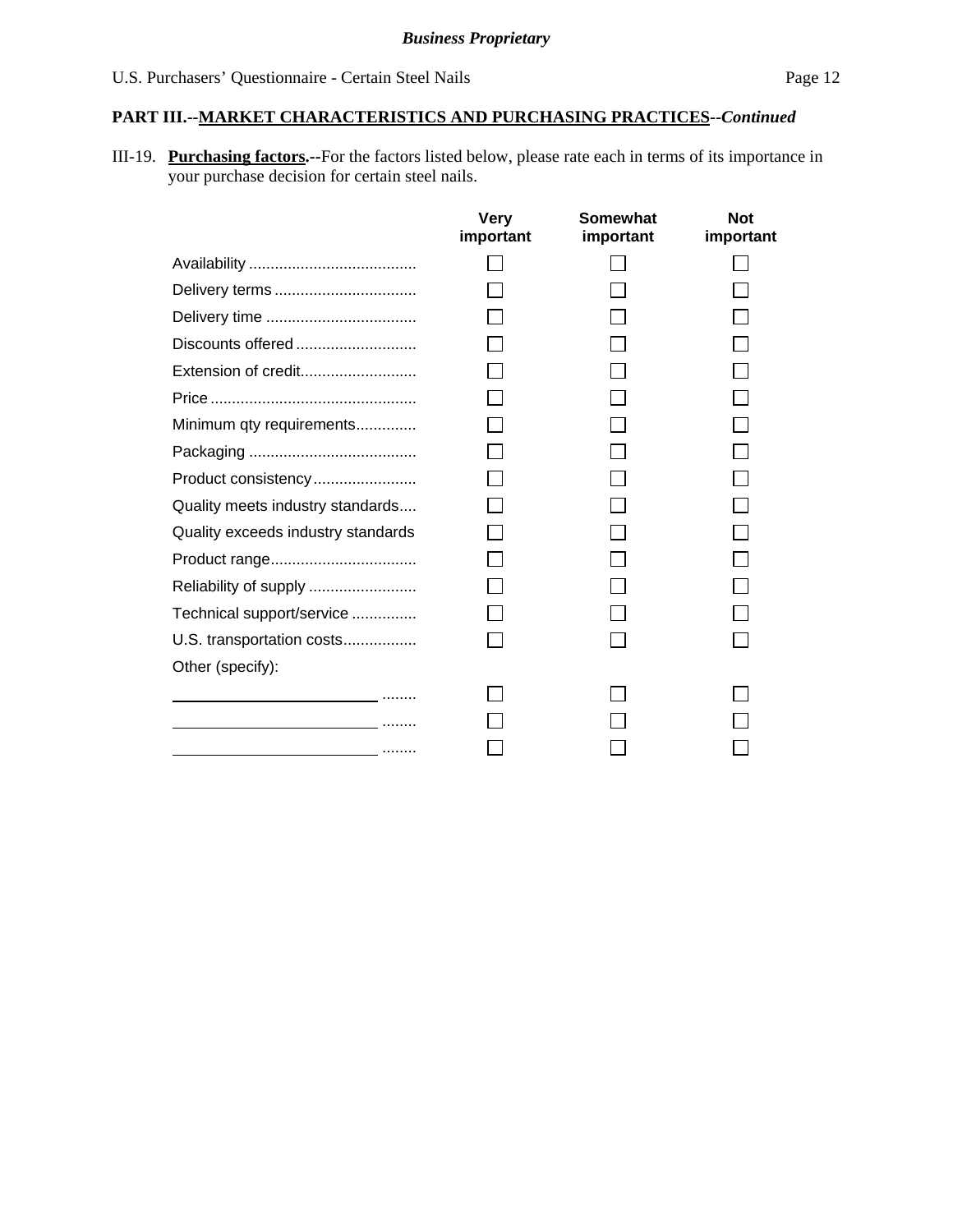*Business Proprietary*

U.S. Purchasers' Questionnaire - Certain Steel Nails

## PART III.--MARKET CHARACTERISTICS AND PURCHASING PRACTICES--*Continued*

III-19. **Purchasing factors.--**For the factors listed below, please rate each in terms of its importance in your purchase decision for certain steel nails.

| | Very important | Somewhat important | Not important |
|---|---|---|---|
| Availability | ☐ | ☐ | ☐ |
| Delivery terms | ☐ | ☐ | ☐ |
| Delivery time | ☐ | ☐ | ☐ |
| Discounts offered | ☐ | ☐ | ☐ |
| Extension of credit | ☐ | ☐ | ☐ |
| Price | ☐ | ☐ | ☐ |
| Minimum qty requirements | ☐ | ☐ | ☐ |
| Packaging | ☐ | ☐ | ☐ |
| Product consistency | ☐ | ☐ | ☐ |
| Quality meets industry standards | ☐ | ☐ | ☐ |
| Quality exceeds industry standards | ☐ | ☐ | ☐ |
| Product range | ☐ | ☐ | ☐ |
| Reliability of supply | ☐ | ☐ | ☐ |
| Technical support/service | ☐ | ☐ | ☐ |
| U.S. transportation costs | ☐ | ☐ | ☐ |
| Other (specify): | | | |
| ____________ | ☐ | ☐ | ☐ |
| ____________ | ☐ | ☐ | ☐ |
| ____________ | ☐ | ☐ | ☐ |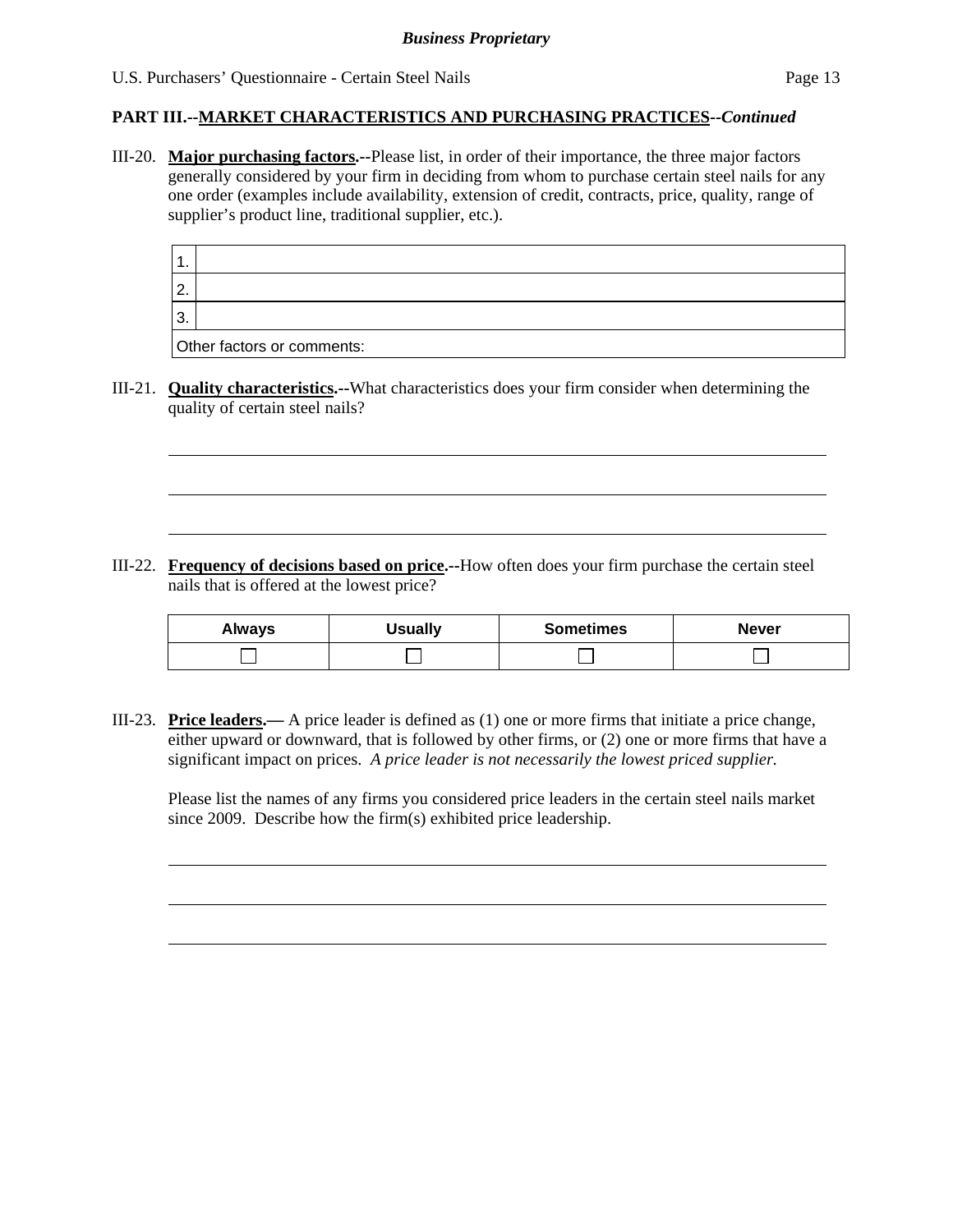**Business Proprietary**

U.S. Purchasers' Questionnaire - Certain Steel Nails

**PART III.--MARKET CHARACTERISTICS AND PURCHASING PRACTICES--*Continued***

III-20. **Major purchasing factors.--**Please list, in order of their importance, the three major factors generally considered by your firm in deciding from whom to purchase certain steel nails for any one order (examples include availability, extension of credit, contracts, price, quality, range of supplier's product line, traditional supplier, etc.).

| | |
|---|---|
| 1. | |
| 2. | |
| 3. | |
| Other factors or comments: | |

III-21. **Quality characteristics.--**What characteristics does your firm consider when determining the quality of certain steel nails?

______________________________________________________________________

______________________________________________________________________

______________________________________________________________________

III-22. **Frequency of decisions based on price.--**How often does your firm purchase the certain steel nails that is offered at the lowest price?

| Always | Usually | Sometimes | Never |
|---|---|---|---|
| ☐ | ☐ | ☐ | ☐ |

III-23. **Price leaders.—** A price leader is defined as (1) one or more firms that initiate a price change, either upward or downward, that is followed by other firms, or (2) one or more firms that have a significant impact on prices. *A price leader is not necessarily the lowest priced supplier.*

Please list the names of any firms you considered price leaders in the certain steel nails market since 2009. Describe how the firm(s) exhibited price leadership.

______________________________________________________________________

______________________________________________________________________

______________________________________________________________________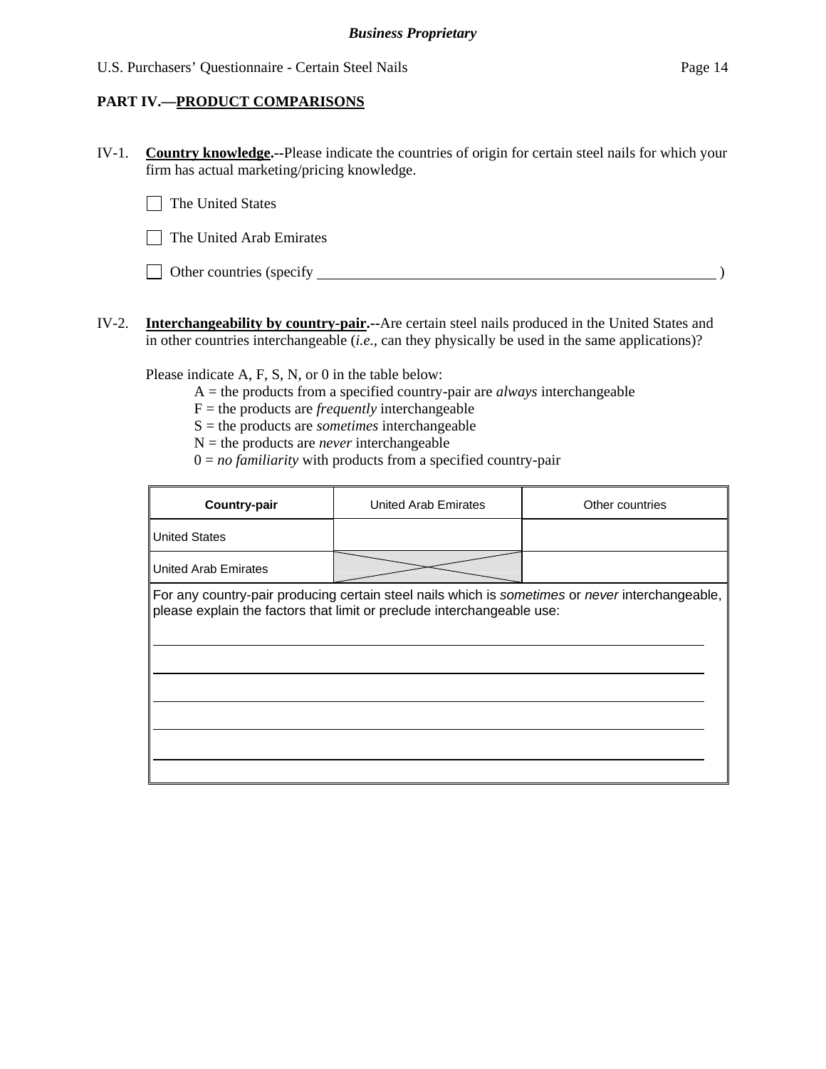## PART IV.—PRODUCT COMPARISONS

IV-1. **Country knowledge.**--Please indicate the countries of origin for certain steel nails for which your firm has actual marketing/pricing knowledge.

☐ The United States

☐ The United Arab Emirates

☐ Other countries (specify ______________________________ )

IV-2. **Interchangeability by country-pair.**--Are certain steel nails produced in the United States and in other countries interchangeable (*i.e.*, can they physically be used in the same applications)?

Please indicate A, F, S, N, or 0 in the table below:

A = the products from a specified country-pair are *always* interchangeable
F = the products are *frequently* interchangeable
S = the products are *sometimes* interchangeable
N = the products are *never* interchangeable
0 = *no familiarity* with products from a specified country-pair

| Country-pair | United Arab Emirates | Other countries |
|---|---|---|
| United States | | |
| United Arab Emirates | X | |

For any country-pair producing certain steel nails which is *sometimes* or *never* interchangeable, please explain the factors that limit or preclude interchangeable use:

______________________________

______________________________

______________________________

______________________________

______________________________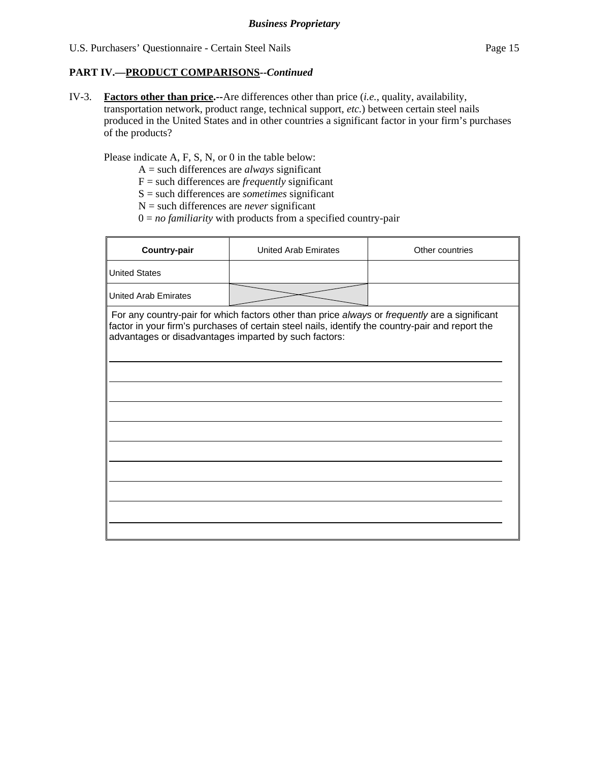**Business Proprietary**

## PART IV.—<u>PRODUCT COMPARISONS</u>--*Continued*

IV-3. **<u>Factors other than price</u>.--**Are differences other than price (*i.e.*, quality, availability, transportation network, product range, technical support, *etc.*) between certain steel nails produced in the United States and in other countries a significant factor in your firm's purchases of the products?

Please indicate A, F, S, N, or 0 in the table below:

- A = such differences are *always* significant
- F = such differences are *frequently* significant
- S = such differences are *sometimes* significant
- N = such differences are *never* significant
- 0 = *no familiarity* with products from a specified country-pair

| **Country-pair** | United Arab Emirates | Other countries |
|---|---|---|
| United States | | |
| United Arab Emirates | X | |

For any country-pair for which factors other than price *always* or *frequently* are a significant factor in your firm's purchases of certain steel nails, identify the country-pair and report the advantages or disadvantages imparted by such factors:

______________________________________________________________________

______________________________________________________________________

______________________________________________________________________

______________________________________________________________________

______________________________________________________________________

______________________________________________________________________

______________________________________________________________________

______________________________________________________________________

______________________________________________________________________

______________________________________________________________________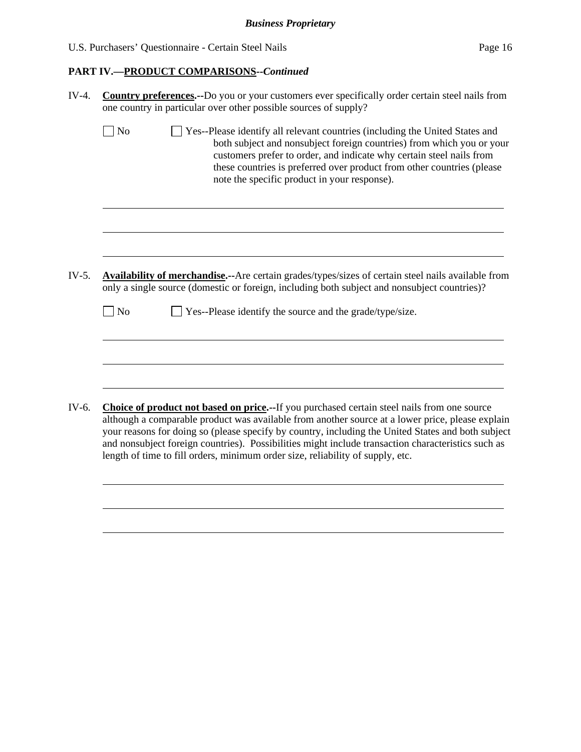## PART IV.—PRODUCT COMPARISONS--*Continued*

IV-4. **Country preferences.--**Do you or your customers ever specifically order certain steel nails from one country in particular over other possible sources of supply?

☐ No ☐ Yes--Please identify all relevant countries (including the United States and both subject and nonsubject foreign countries) from which you or your customers prefer to order, and indicate why certain steel nails from these countries is preferred over product from other countries (please note the specific product in your response).

\_\_\_\_\_\_\_\_\_\_\_\_\_\_\_\_\_\_\_\_\_\_\_\_\_\_\_\_\_\_\_\_\_\_\_\_\_\_\_\_\_\_\_\_\_\_\_\_\_\_\_\_\_\_\_\_\_\_\_\_\_\_\_\_

\_\_\_\_\_\_\_\_\_\_\_\_\_\_\_\_\_\_\_\_\_\_\_\_\_\_\_\_\_\_\_\_\_\_\_\_\_\_\_\_\_\_\_\_\_\_\_\_\_\_\_\_\_\_\_\_\_\_\_\_\_\_\_\_

\_\_\_\_\_\_\_\_\_\_\_\_\_\_\_\_\_\_\_\_\_\_\_\_\_\_\_\_\_\_\_\_\_\_\_\_\_\_\_\_\_\_\_\_\_\_\_\_\_\_\_\_\_\_\_\_\_\_\_\_\_\_\_\_

IV-5. **Availability of merchandise.--**Are certain grades/types/sizes of certain steel nails available from only a single source (domestic or foreign, including both subject and nonsubject countries)?

☐ No ☐ Yes--Please identify the source and the grade/type/size.

\_\_\_\_\_\_\_\_\_\_\_\_\_\_\_\_\_\_\_\_\_\_\_\_\_\_\_\_\_\_\_\_\_\_\_\_\_\_\_\_\_\_\_\_\_\_\_\_\_\_\_\_\_\_\_\_\_\_\_\_\_\_\_\_

\_\_\_\_\_\_\_\_\_\_\_\_\_\_\_\_\_\_\_\_\_\_\_\_\_\_\_\_\_\_\_\_\_\_\_\_\_\_\_\_\_\_\_\_\_\_\_\_\_\_\_\_\_\_\_\_\_\_\_\_\_\_\_\_

\_\_\_\_\_\_\_\_\_\_\_\_\_\_\_\_\_\_\_\_\_\_\_\_\_\_\_\_\_\_\_\_\_\_\_\_\_\_\_\_\_\_\_\_\_\_\_\_\_\_\_\_\_\_\_\_\_\_\_\_\_\_\_\_

IV-6. **Choice of product not based on price.--**If you purchased certain steel nails from one source although a comparable product was available from another source at a lower price, please explain your reasons for doing so (please specify by country, including the United States and both subject and nonsubject foreign countries). Possibilities might include transaction characteristics such as length of time to fill orders, minimum order size, reliability of supply, etc.

\_\_\_\_\_\_\_\_\_\_\_\_\_\_\_\_\_\_\_\_\_\_\_\_\_\_\_\_\_\_\_\_\_\_\_\_\_\_\_\_\_\_\_\_\_\_\_\_\_\_\_\_\_\_\_\_\_\_\_\_\_\_\_\_

\_\_\_\_\_\_\_\_\_\_\_\_\_\_\_\_\_\_\_\_\_\_\_\_\_\_\_\_\_\_\_\_\_\_\_\_\_\_\_\_\_\_\_\_\_\_\_\_\_\_\_\_\_\_\_\_\_\_\_\_\_\_\_\_

\_\_\_\_\_\_\_\_\_\_\_\_\_\_\_\_\_\_\_\_\_\_\_\_\_\_\_\_\_\_\_\_\_\_\_\_\_\_\_\_\_\_\_\_\_\_\_\_\_\_\_\_\_\_\_\_\_\_\_\_\_\_\_\_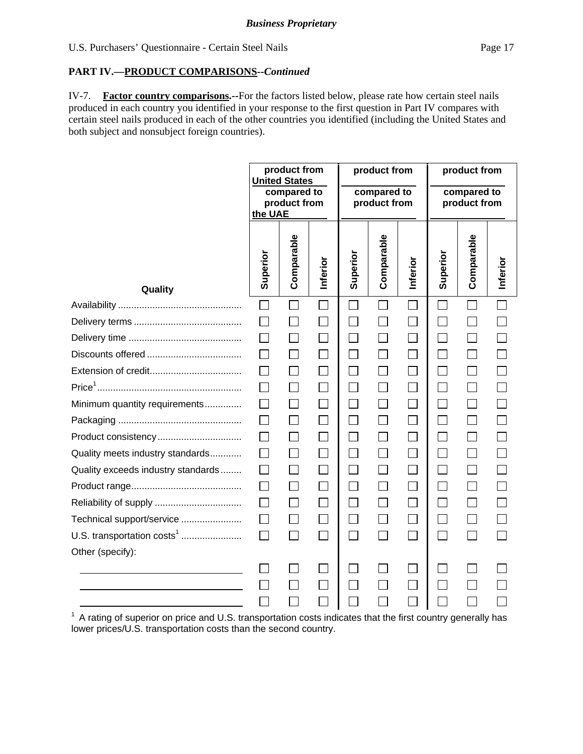**PART IV.—PRODUCT COMPARISONS--*Continued***

IV-7. **Factor country comparisons.--**For the factors listed below, please rate how certain steel nails produced in each country you identified in your response to the first question in Part IV compares with certain steel nails produced in each of the other countries you identified (including the United States and both subject and nonsubject foreign countries).

| | product from United States compared to product from the UAE | | | product from ____ compared to product from ____ | | | product from ____ compared to product from ____ | | |
|---|---|---|---|---|---|---|---|---|---|
| **Quality** | **Superior** | **Comparable** | **Inferior** | **Superior** | **Comparable** | **Inferior** | **Superior** | **Comparable** | **Inferior** |
| Availability | ☐ | ☐ | ☐ | ☐ | ☐ | ☐ | ☐ | ☐ | ☐ |
| Delivery terms | ☐ | ☐ | ☐ | ☐ | ☐ | ☐ | ☐ | ☐ | ☐ |
| Delivery time | ☐ | ☐ | ☐ | ☐ | ☐ | ☐ | ☐ | ☐ | ☐ |
| Discounts offered | ☐ | ☐ | ☐ | ☐ | ☐ | ☐ | ☐ | ☐ | ☐ |
| Extension of credit | ☐ | ☐ | ☐ | ☐ | ☐ | ☐ | ☐ | ☐ | ☐ |
| Price[1] | ☐ | ☐ | ☐ | ☐ | ☐ | ☐ | ☐ | ☐ | ☐ |
| Minimum quantity requirements | ☐ | ☐ | ☐ | ☐ | ☐ | ☐ | ☐ | ☐ | ☐ |
| Packaging | ☐ | ☐ | ☐ | ☐ | ☐ | ☐ | ☐ | ☐ | ☐ |
| Product consistency | ☐ | ☐ | ☐ | ☐ | ☐ | ☐ | ☐ | ☐ | ☐ |
| Quality meets industry standards | ☐ | ☐ | ☐ | ☐ | ☐ | ☐ | ☐ | ☐ | ☐ |
| Quality exceeds industry standards | ☐ | ☐ | ☐ | ☐ | ☐ | ☐ | ☐ | ☐ | ☐ |
| Product range | ☐ | ☐ | ☐ | ☐ | ☐ | ☐ | ☐ | ☐ | ☐ |
| Reliability of supply | ☐ | ☐ | ☐ | ☐ | ☐ | ☐ | ☐ | ☐ | ☐ |
| Technical support/service | ☐ | ☐ | ☐ | ☐ | ☐ | ☐ | ☐ | ☐ | ☐ |
| U.S. transportation costs[1] | ☐ | ☐ | ☐ | ☐ | ☐ | ☐ | ☐ | ☐ | ☐ |
| Other (specify): | | | | | | | | | |
| ____________ | ☐ | ☐ | ☐ | ☐ | ☐ | ☐ | ☐ | ☐ | ☐ |
| ____________ | ☐ | ☐ | ☐ | ☐ | ☐ | ☐ | ☐ | ☐ | ☐ |
| ____________ | ☐ | ☐ | ☐ | ☐ | ☐ | ☐ | ☐ | ☐ | ☐ |

[1] A rating of superior on price and U.S. transportation costs indicates that the first country generally has lower prices/U.S. transportation costs than the second country.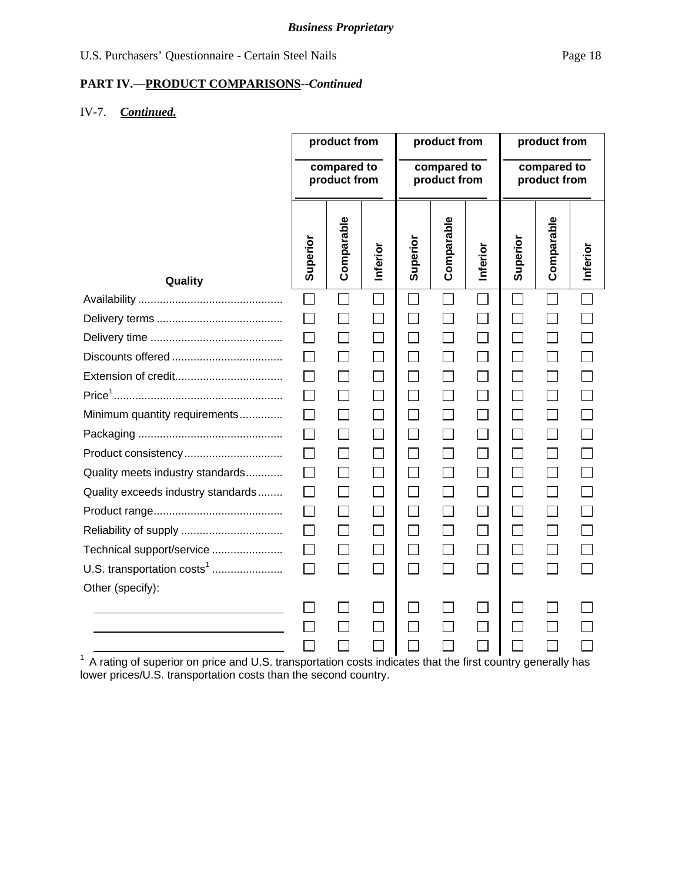*Business Proprietary*

## PART IV.—PRODUCT COMPARISONS--*Continued*

IV-7. ***Continued.***

| | product from ______ compared to product from ______ | | | product from ______ compared to product from ______ | | | product from ______ compared to product from ______ | | |
|---|---|---|---|---|---|---|---|---|---|
| **Quality** | **Superior** | **Comparable** | **Inferior** | **Superior** | **Comparable** | **Inferior** | **Superior** | **Comparable** | **Inferior** |
| Availability | ☐ | ☐ | ☐ | ☐ | ☐ | ☐ | ☐ | ☐ | ☐ |
| Delivery terms | ☐ | ☐ | ☐ | ☐ | ☐ | ☐ | ☐ | ☐ | ☐ |
| Delivery time | ☐ | ☐ | ☐ | ☐ | ☐ | ☐ | ☐ | ☐ | ☐ |
| Discounts offered | ☐ | ☐ | ☐ | ☐ | ☐ | ☐ | ☐ | ☐ | ☐ |
| Extension of credit | ☐ | ☐ | ☐ | ☐ | ☐ | ☐ | ☐ | ☐ | ☐ |
| Price[1] | ☐ | ☐ | ☐ | ☐ | ☐ | ☐ | ☐ | ☐ | ☐ |
| Minimum quantity requirements | ☐ | ☐ | ☐ | ☐ | ☐ | ☐ | ☐ | ☐ | ☐ |
| Packaging | ☐ | ☐ | ☐ | ☐ | ☐ | ☐ | ☐ | ☐ | ☐ |
| Product consistency | ☐ | ☐ | ☐ | ☐ | ☐ | ☐ | ☐ | ☐ | ☐ |
| Quality meets industry standards | ☐ | ☐ | ☐ | ☐ | ☐ | ☐ | ☐ | ☐ | ☐ |
| Quality exceeds industry standards | ☐ | ☐ | ☐ | ☐ | ☐ | ☐ | ☐ | ☐ | ☐ |
| Product range | ☐ | ☐ | ☐ | ☐ | ☐ | ☐ | ☐ | ☐ | ☐ |
| Reliability of supply | ☐ | ☐ | ☐ | ☐ | ☐ | ☐ | ☐ | ☐ | ☐ |
| Technical support/service | ☐ | ☐ | ☐ | ☐ | ☐ | ☐ | ☐ | ☐ | ☐ |
| U.S. transportation costs[1] | ☐ | ☐ | ☐ | ☐ | ☐ | ☐ | ☐ | ☐ | ☐ |
| Other (specify): | | | | | | | | | |
| ______________ | ☐ | ☐ | ☐ | ☐ | ☐ | ☐ | ☐ | ☐ | ☐ |
| ______________ | ☐ | ☐ | ☐ | ☐ | ☐ | ☐ | ☐ | ☐ | ☐ |
| ______________ | ☐ | ☐ | ☐ | ☐ | ☐ | ☐ | ☐ | ☐ | ☐ |

[1] A rating of superior on price and U.S. transportation costs indicates that the first country generally has lower prices/U.S. transportation costs than the second country.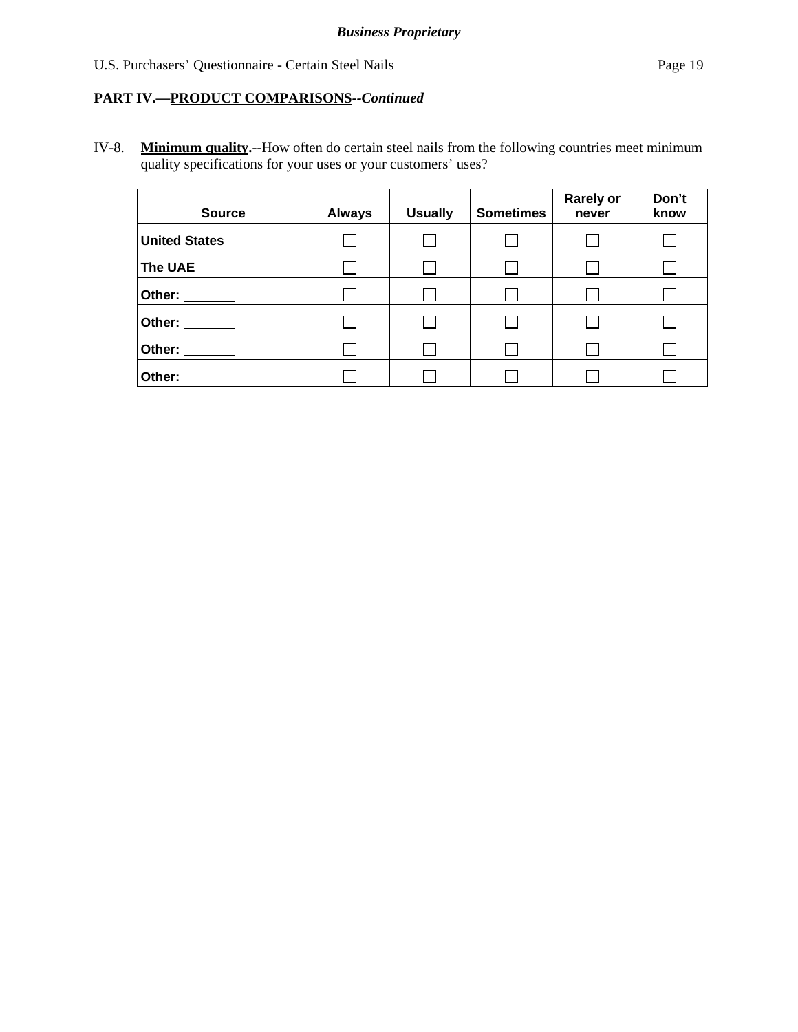**PART IV.—PRODUCT COMPARISONS**--*Continued*

IV-8. **Minimum quality.**--How often do certain steel nails from the following countries meet minimum quality specifications for your uses or your customers' uses?

| Source | Always | Usually | Sometimes | Rarely or never | Don't know |
|---|---|---|---|---|---|
| **United States** | ☐ | ☐ | ☐ | ☐ | ☐ |
| **The UAE** | ☐ | ☐ | ☐ | ☐ | ☐ |
| **Other: \_\_\_\_\_\_\_** | ☐ | ☐ | ☐ | ☐ | ☐ |
| **Other: \_\_\_\_\_\_\_** | ☐ | ☐ | ☐ | ☐ | ☐ |
| **Other: \_\_\_\_\_\_\_** | ☐ | ☐ | ☐ | ☐ | ☐ |
| **Other: \_\_\_\_\_\_\_** | ☐ | ☐ | ☐ | ☐ | ☐ |